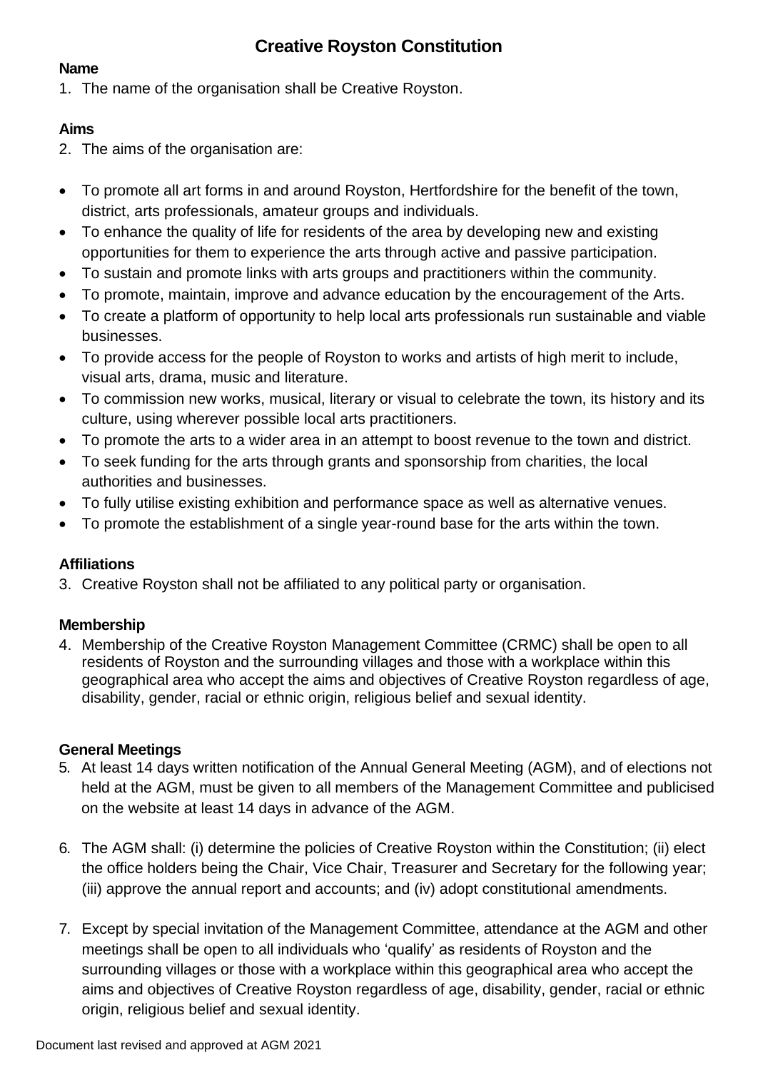# Creative Royston Constitution

**Name**

1. The name of the organisation shall be Creative Royston.

**Aims**

2. The aims of the organisation are:

- To promote all art forms in and around Royston, Hertfordshire for the benefit of the town, district, arts professionals, amateur groups and individuals.
- To enhance the quality of life for residents of the area by developing new and existing opportunities for them to experience the arts through active and passive participation.
- To sustain and promote links with arts groups and practitioners within the community.
- To promote, maintain, improve and advance education by the encouragement of the Arts.
- To create a platform of opportunity to help local arts professionals run sustainable and viable businesses.
- To provide access for the people of Royston to works and artists of high merit to include, visual arts, drama, music and literature.
- To commission new works, musical, literary or visual to celebrate the town, its history and its culture, using wherever possible local arts practitioners.
- To promote the arts to a wider area in an attempt to boost revenue to the town and district.
- To seek funding for the arts through grants and sponsorship from charities, the local authorities and businesses.
- To fully utilise existing exhibition and performance space as well as alternative venues.
- To promote the establishment of a single year-round base for the arts within the town.

**Affiliations**

3. Creative Royston shall not be affiliated to any political party or organisation.

**Membership**

4. Membership of the Creative Royston Management Committee (CRMC) shall be open to all residents of Royston and the surrounding villages and those with a workplace within this geographical area who accept the aims and objectives of Creative Royston regardless of age, disability, gender, racial or ethnic origin, religious belief and sexual identity.

**General Meetings**

5. At least 14 days written notification of the Annual General Meeting (AGM), and of elections not held at the AGM, must be given to all members of the Management Committee and publicised on the website at least 14 days in advance of the AGM.

6. The AGM shall: (i) determine the policies of Creative Royston within the Constitution; (ii) elect the office holders being the Chair, Vice Chair, Treasurer and Secretary for the following year; (iii) approve the annual report and accounts; and (iv) adopt constitutional amendments.

7. Except by special invitation of the Management Committee, attendance at the AGM and other meetings shall be open to all individuals who 'qualify' as residents of Royston and the surrounding villages or those with a workplace within this geographical area who accept the aims and objectives of Creative Royston regardless of age, disability, gender, racial or ethnic origin, religious belief and sexual identity.

Document last revised and approved at AGM 2021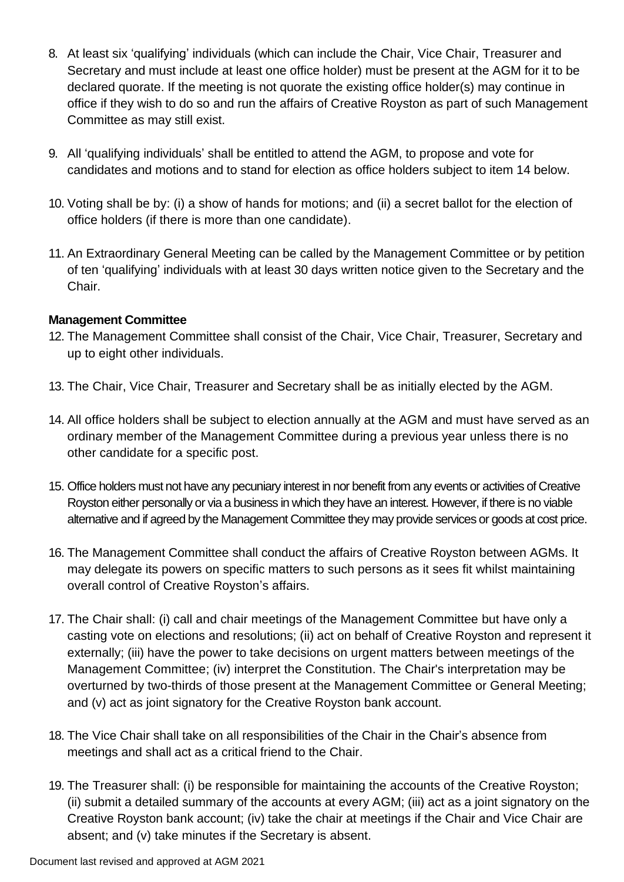8. At least six 'qualifying' individuals (which can include the Chair, Vice Chair, Treasurer and Secretary and must include at least one office holder) must be present at the AGM for it to be declared quorate. If the meeting is not quorate the existing office holder(s) may continue in office if they wish to do so and run the affairs of Creative Royston as part of such Management Committee as may still exist.

9. All 'qualifying individuals' shall be entitled to attend the AGM, to propose and vote for candidates and motions and to stand for election as office holders subject to item 14 below.

10. Voting shall be by: (i) a show of hands for motions; and (ii) a secret ballot for the election of office holders (if there is more than one candidate).

11. An Extraordinary General Meeting can be called by the Management Committee or by petition of ten 'qualifying' individuals with at least 30 days written notice given to the Secretary and the Chair.

**Management Committee**

12. The Management Committee shall consist of the Chair, Vice Chair, Treasurer, Secretary and up to eight other individuals.

13. The Chair, Vice Chair, Treasurer and Secretary shall be as initially elected by the AGM.

14. All office holders shall be subject to election annually at the AGM and must have served as an ordinary member of the Management Committee during a previous year unless there is no other candidate for a specific post.

15. Office holders must not have any pecuniary interest in nor benefit from any events or activities of Creative Royston either personally or via a business in which they have an interest. However, if there is no viable alternative and if agreed by the Management Committee they may provide services or goods at cost price.

16. The Management Committee shall conduct the affairs of Creative Royston between AGMs. It may delegate its powers on specific matters to such persons as it sees fit whilst maintaining overall control of Creative Royston's affairs.

17. The Chair shall: (i) call and chair meetings of the Management Committee but have only a casting vote on elections and resolutions; (ii) act on behalf of Creative Royston and represent it externally; (iii) have the power to take decisions on urgent matters between meetings of the Management Committee; (iv) interpret the Constitution. The Chair's interpretation may be overturned by two-thirds of those present at the Management Committee or General Meeting; and (v) act as joint signatory for the Creative Royston bank account.

18. The Vice Chair shall take on all responsibilities of the Chair in the Chair's absence from meetings and shall act as a critical friend to the Chair.

19. The Treasurer shall: (i) be responsible for maintaining the accounts of the Creative Royston; (ii) submit a detailed summary of the accounts at every AGM; (iii) act as a joint signatory on the Creative Royston bank account; (iv) take the chair at meetings if the Chair and Vice Chair are absent; and (v) take minutes if the Secretary is absent.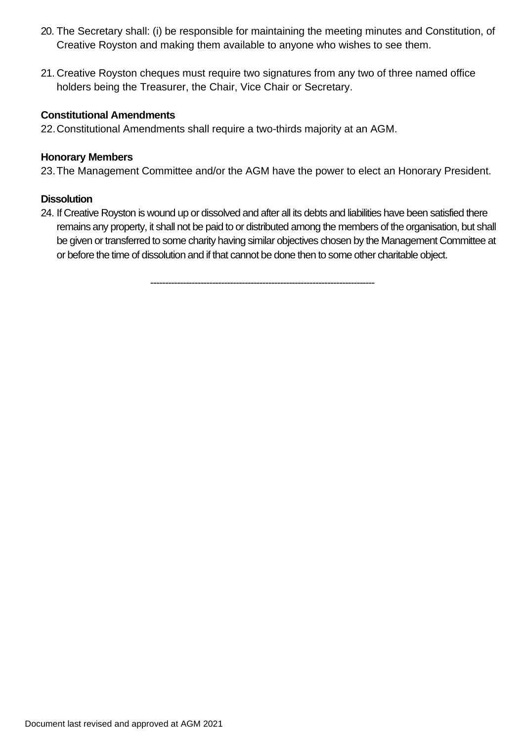20. The Secretary shall: (i) be responsible for maintaining the meeting minutes and Constitution, of Creative Royston and making them available to anyone who wishes to see them.

21. Creative Royston cheques must require two signatures from any two of three named office holders being the Treasurer, the Chair, Vice Chair or Secretary.

**Constitutional Amendments**

22. Constitutional Amendments shall require a two-thirds majority at an AGM.

**Honorary Members**

23. The Management Committee and/or the AGM have the power to elect an Honorary President.

**Dissolution**

24. If Creative Royston is wound up or dissolved and after all its debts and liabilities have been satisfied there remains any property, it shall not be paid to or distributed among the members of the organisation, but shall be given or transferred to some charity having similar objectives chosen by the Management Committee at or before the time of dissolution and if that cannot be done then to some other charitable object.

---

Document last revised and approved at AGM 2021